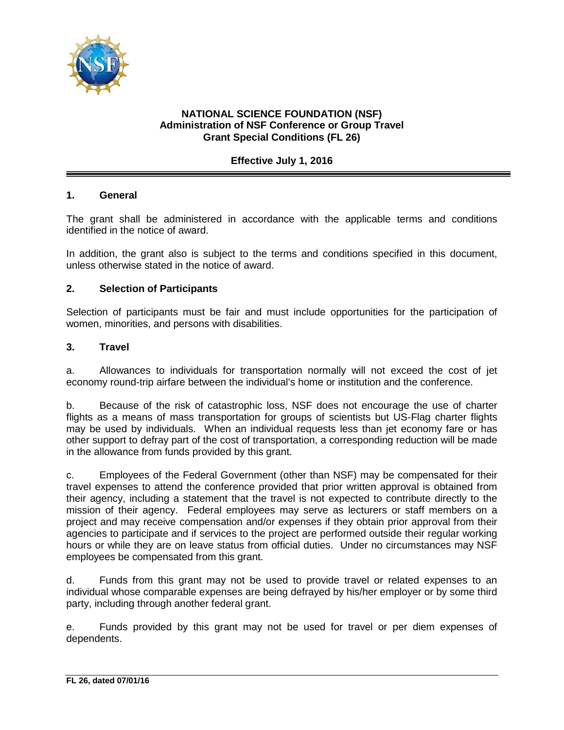# NATIONAL SCIENCE FOUNDATION (NSF)
## Administration of NSF Conference or Group Travel Grant Special Conditions (FL 26)

**Effective July 1, 2016**

### 1. General

The grant shall be administered in accordance with the applicable terms and conditions identified in the notice of award.

In addition, the grant also is subject to the terms and conditions specified in this document, unless otherwise stated in the notice of award.

### 2. Selection of Participants

Selection of participants must be fair and must include opportunities for the participation of women, minorities, and persons with disabilities.

### 3. Travel

a. Allowances to individuals for transportation normally will not exceed the cost of jet economy round-trip airfare between the individual's home or institution and the conference.

b. Because of the risk of catastrophic loss, NSF does not encourage the use of charter flights as a means of mass transportation for groups of scientists but US-Flag charter flights may be used by individuals. When an individual requests less than jet economy fare or has other support to defray part of the cost of transportation, a corresponding reduction will be made in the allowance from funds provided by this grant.

c. Employees of the Federal Government (other than NSF) may be compensated for their travel expenses to attend the conference provided that prior written approval is obtained from their agency, including a statement that the travel is not expected to contribute directly to the mission of their agency. Federal employees may serve as lecturers or staff members on a project and may receive compensation and/or expenses if they obtain prior approval from their agencies to participate and if services to the project are performed outside their regular working hours or while they are on leave status from official duties. Under no circumstances may NSF employees be compensated from this grant.

d. Funds from this grant may not be used to provide travel or related expenses to an individual whose comparable expenses are being defrayed by his/her employer or by some third party, including through another federal grant.

e. Funds provided by this grant may not be used for travel or per diem expenses of dependents.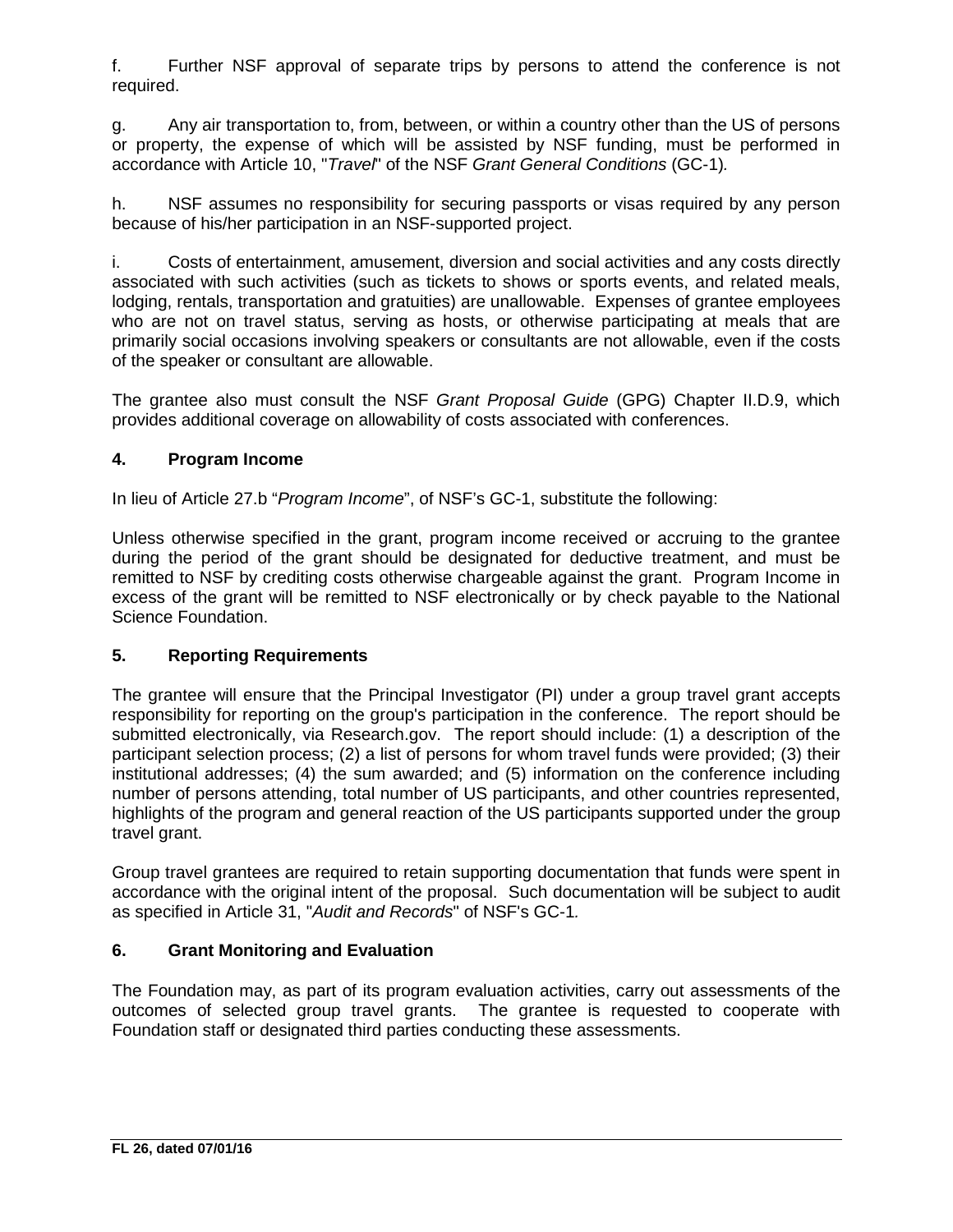f. Further NSF approval of separate trips by persons to attend the conference is not required.

g. Any air transportation to, from, between, or within a country other than the US of persons or property, the expense of which will be assisted by NSF funding, must be performed in accordance with Article 10, "*Travel*" of the NSF *Grant General Conditions* (GC-1).

h. NSF assumes no responsibility for securing passports or visas required by any person because of his/her participation in an NSF-supported project.

i. Costs of entertainment, amusement, diversion and social activities and any costs directly associated with such activities (such as tickets to shows or sports events, and related meals, lodging, rentals, transportation and gratuities) are unallowable. Expenses of grantee employees who are not on travel status, serving as hosts, or otherwise participating at meals that are primarily social occasions involving speakers or consultants are not allowable, even if the costs of the speaker or consultant are allowable.

The grantee also must consult the NSF *Grant Proposal Guide* (GPG) Chapter II.D.9, which provides additional coverage on allowability of costs associated with conferences.

### 4. Program Income

In lieu of Article 27.b "*Program Income*", of NSF's GC-1, substitute the following:

Unless otherwise specified in the grant, program income received or accruing to the grantee during the period of the grant should be designated for deductive treatment, and must be remitted to NSF by crediting costs otherwise chargeable against the grant. Program Income in excess of the grant will be remitted to NSF electronically or by check payable to the National Science Foundation.

### 5. Reporting Requirements

The grantee will ensure that the Principal Investigator (PI) under a group travel grant accepts responsibility for reporting on the group's participation in the conference. The report should be submitted electronically, via Research.gov. The report should include: (1) a description of the participant selection process; (2) a list of persons for whom travel funds were provided; (3) their institutional addresses; (4) the sum awarded; and (5) information on the conference including number of persons attending, total number of US participants, and other countries represented, highlights of the program and general reaction of the US participants supported under the group travel grant.

Group travel grantees are required to retain supporting documentation that funds were spent in accordance with the original intent of the proposal. Such documentation will be subject to audit as specified in Article 31, "*Audit and Records*" of NSF's GC-1.

### 6. Grant Monitoring and Evaluation

The Foundation may, as part of its program evaluation activities, carry out assessments of the outcomes of selected group travel grants. The grantee is requested to cooperate with Foundation staff or designated third parties conducting these assessments.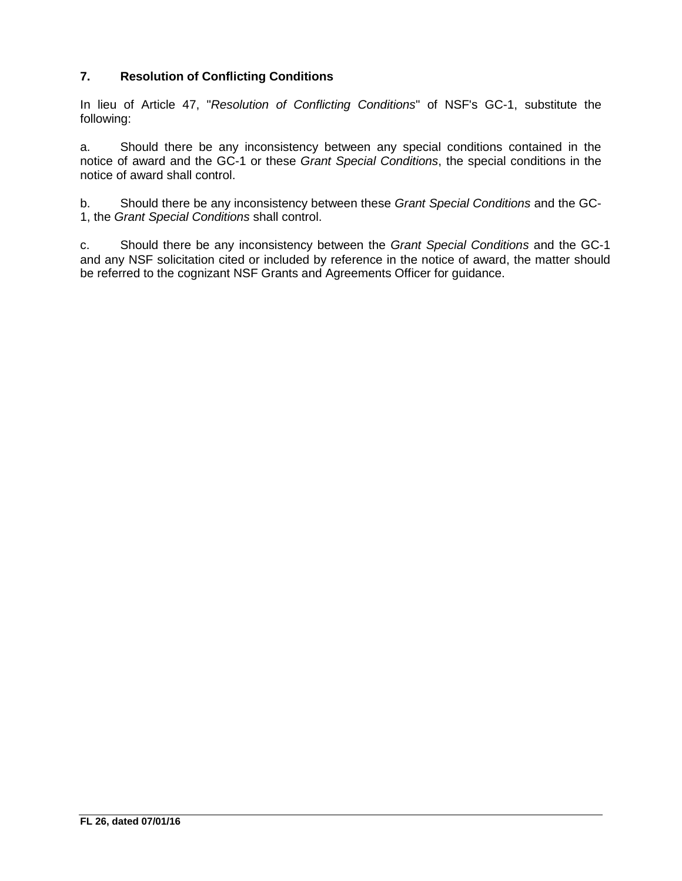## 7. Resolution of Conflicting Conditions

In lieu of Article 47, "*Resolution of Conflicting Conditions*" of NSF's GC-1, substitute the following:

a. Should there be any inconsistency between any special conditions contained in the notice of award and the GC-1 or these *Grant Special Conditions*, the special conditions in the notice of award shall control.

b. Should there be any inconsistency between these *Grant Special Conditions* and the GC-1, the *Grant Special Conditions* shall control.

c. Should there be any inconsistency between the *Grant Special Conditions* and the GC-1 and any NSF solicitation cited or included by reference in the notice of award, the matter should be referred to the cognizant NSF Grants and Agreements Officer for guidance.